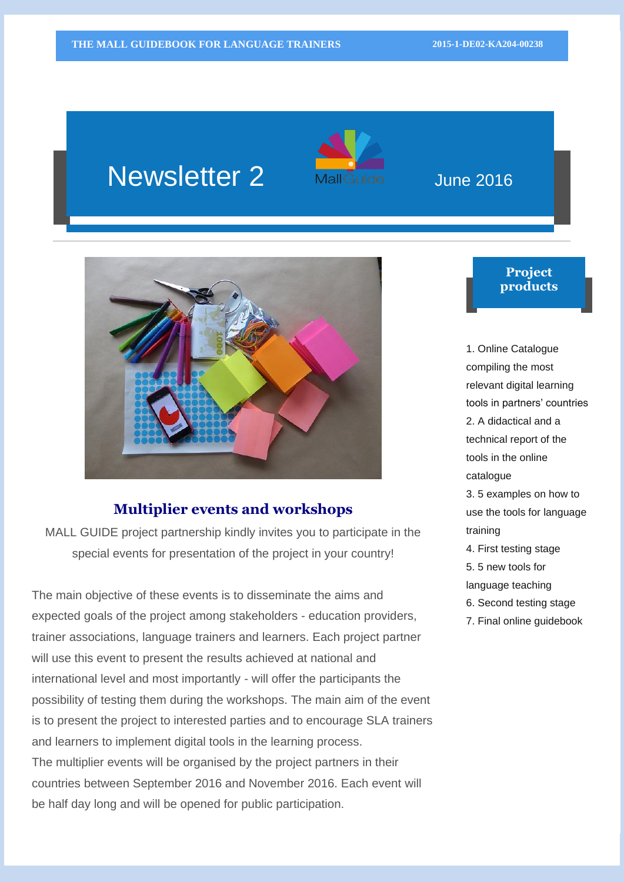# Newsletter 2

June 2016

## Multiplier events and workshops

MALL GUIDE project partnership kindly invites you to participate in the special events for presentation of the project in your country!

The main objective of these events is to disseminate the aims and expected goals of the project among stakeholders - education providers, trainer associations, language trainers and learners. Each project partner will use this event to present the results achieved at national and international level and most importantly - will offer the participants the possibility of testing them during the workshops. The main aim of the event is to present the project to interested parties and to encourage SLA trainers and learners to implement digital tools in the learning process.
The multiplier events will be organised by the project partners in their countries between September 2016 and November 2016. Each event will be half day long and will be opened for public participation.

## Project products

1. Online Catalogue compiling the most relevant digital learning tools in partners' countries
2. A didactical and a technical report of the tools in the online catalogue
3. 5 examples on how to use the tools for language training
4. First testing stage
5. 5 new tools for language teaching
6. Second testing stage
7. Final online guidebook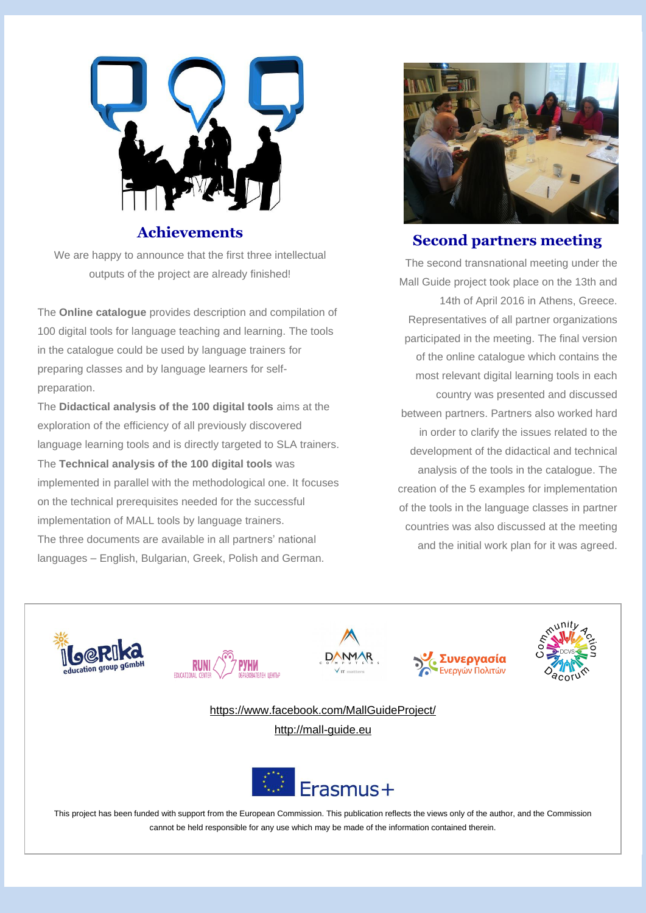## Achievements

We are happy to announce that the first three intellectual outputs of the project are already finished!

The **Online catalogue** provides description and compilation of 100 digital tools for language teaching and learning. The tools in the catalogue could be used by language trainers for preparing classes and by language learners for self-preparation.

The **Didactical analysis of the 100 digital tools** aims at the exploration of the efficiency of all previously discovered language learning tools and is directly targeted to SLA trainers.

The **Technical analysis of the 100 digital tools** was implemented in parallel with the methodological one. It focuses on the technical prerequisites needed for the successful implementation of MALL tools by language trainers.

The three documents are available in all partners' national languages – English, Bulgarian, Greek, Polish and German.

## Second partners meeting

The second transnational meeting under the Mall Guide project took place on the 13th and 14th of April 2016 in Athens, Greece. Representatives of all partner organizations participated in the meeting. The final version of the online catalogue which contains the most relevant digital learning tools in each country was presented and discussed between partners. Partners also worked hard in order to clarify the issues related to the development of the didactical and technical analysis of the tools in the catalogue. The creation of the 5 examples for implementation of the tools in the language classes in partner countries was also discussed at the meeting and the initial work plan for it was agreed.

https://www.facebook.com/MallGuideProject/

http://mall-guide.eu

Erasmus+

This project has been funded with support from the European Commission. This publication reflects the views only of the author, and the Commission cannot be held responsible for any use which may be made of the information contained therein.